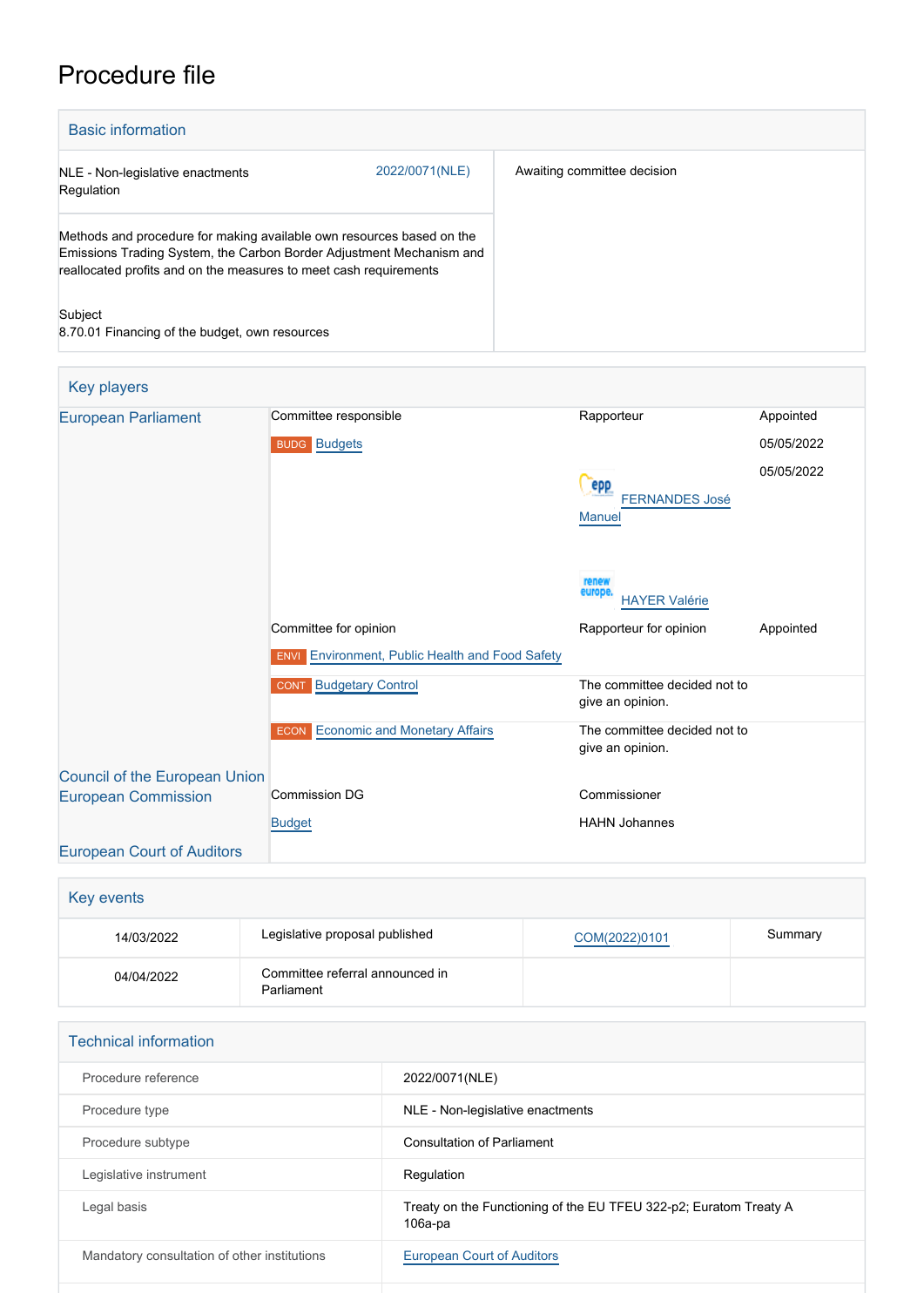# Procedure file

## Basic information

| | | |
|---|---|---|
| NLE - Non-legislative enactments<br>Regulation | 2022/0071(NLE) | Awaiting committee decision |
| Methods and procedure for making available own resources based on the Emissions Trading System, the Carbon Border Adjustment Mechanism and reallocated profits and on the measures to meet cash requirements<br><br>Subject<br>8.70.01 Financing of the budget, own resources | | |

## Key players

| | | | |
|---|---|---|---|
| European Parliament | Committee responsible | Rapporteur | Appointed |
| | BUDG Budgets | | 05/05/2022 |
| | | FERNANDES José Manuel | 05/05/2022 |
| | | HAYER Valérie | |
| | Committee for opinion | Rapporteur for opinion | Appointed |
| | ENVI Environment, Public Health and Food Safety | | |
| | CONT Budgetary Control | The committee decided not to give an opinion. | |
| | ECON Economic and Monetary Affairs | The committee decided not to give an opinion. | |
| Council of the European Union | | | |
| European Commission | Commission DG | Commissioner | |
| | Budget | HAHN Johannes | |
| European Court of Auditors | | | |

## Key events

| | | | |
|---|---|---|---|
| 14/03/2022 | Legislative proposal published | COM(2022)0101 | Summary |
| 04/04/2022 | Committee referral announced in Parliament | | |

## Technical information

| | |
|---|---|
| Procedure reference | 2022/0071(NLE) |
| Procedure type | NLE - Non-legislative enactments |
| Procedure subtype | Consultation of Parliament |
| Legislative instrument | Regulation |
| Legal basis | Treaty on the Functioning of the EU TFEU 322-p2; Euratom Treaty A 106a-pa |
| Mandatory consultation of other institutions | European Court of Auditors |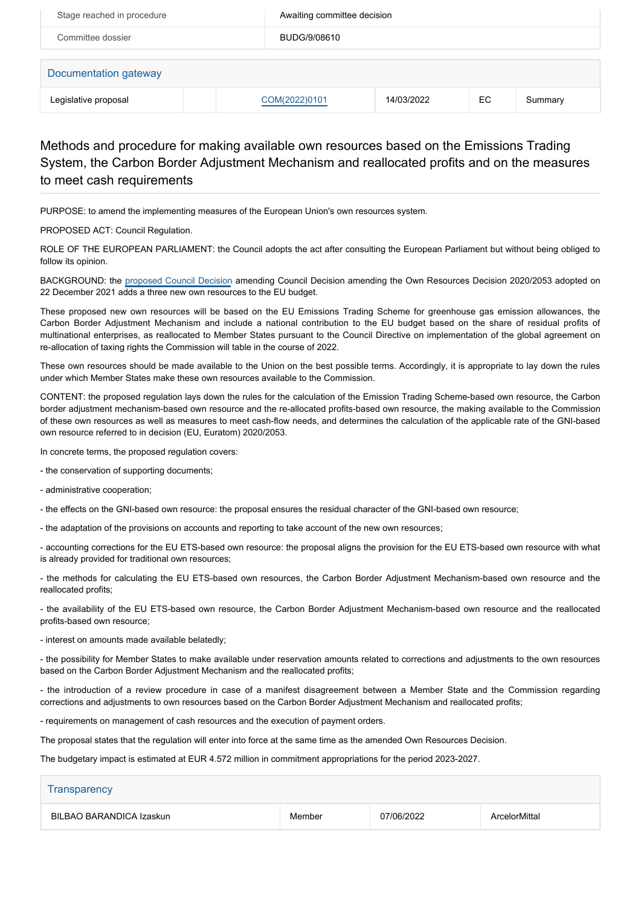| | |
|---|---|
| Stage reached in procedure | Awaiting committee decision |
| Committee dossier | BUDG/9/08610 |

## Documentation gateway

| | | | | | |
|---|---|---|---|---|---|
| Legislative proposal | | COM(2022)0101 | 14/03/2022 | EC | Summary |

## Methods and procedure for making available own resources based on the Emissions Trading System, the Carbon Border Adjustment Mechanism and reallocated profits and on the measures to meet cash requirements

PURPOSE: to amend the implementing measures of the European Union's own resources system.

PROPOSED ACT: Council Regulation.

ROLE OF THE EUROPEAN PARLIAMENT: the Council adopts the act after consulting the European Parliament but without being obliged to follow its opinion.

BACKGROUND: the proposed Council Decision amending Council Decision amending the Own Resources Decision 2020/2053 adopted on 22 December 2021 adds a three new own resources to the EU budget.

These proposed new own resources will be based on the EU Emissions Trading Scheme for greenhouse gas emission allowances, the Carbon Border Adjustment Mechanism and include a national contribution to the EU budget based on the share of residual profits of multinational enterprises, as reallocated to Member States pursuant to the Council Directive on implementation of the global agreement on re-allocation of taxing rights the Commission will table in the course of 2022.

These own resources should be made available to the Union on the best possible terms. Accordingly, it is appropriate to lay down the rules under which Member States make these own resources available to the Commission.

CONTENT: the proposed regulation lays down the rules for the calculation of the Emission Trading Scheme-based own resource, the Carbon border adjustment mechanism-based own resource and the re-allocated profits-based own resource, the making available to the Commission of these own resources as well as measures to meet cash-flow needs, and determines the calculation of the applicable rate of the GNI-based own resource referred to in decision (EU, Euratom) 2020/2053.

In concrete terms, the proposed regulation covers:

- the conservation of supporting documents;

- administrative cooperation;

- the effects on the GNI-based own resource: the proposal ensures the residual character of the GNI-based own resource;

- the adaptation of the provisions on accounts and reporting to take account of the new own resources;

- accounting corrections for the EU ETS-based own resource: the proposal aligns the provision for the EU ETS-based own resource with what is already provided for traditional own resources;

- the methods for calculating the EU ETS-based own resources, the Carbon Border Adjustment Mechanism-based own resource and the reallocated profits;

- the availability of the EU ETS-based own resource, the Carbon Border Adjustment Mechanism-based own resource and the reallocated profits-based own resource;

- interest on amounts made available belatedly;

- the possibility for Member States to make available under reservation amounts related to corrections and adjustments to the own resources based on the Carbon Border Adjustment Mechanism and the reallocated profits;

- the introduction of a review procedure in case of a manifest disagreement between a Member State and the Commission regarding corrections and adjustments to own resources based on the Carbon Border Adjustment Mechanism and reallocated profits;

- requirements on management of cash resources and the execution of payment orders.

The proposal states that the regulation will enter into force at the same time as the amended Own Resources Decision.

The budgetary impact is estimated at EUR 4.572 million in commitment appropriations for the period 2023-2027.

## Transparency

| | | | |
|---|---|---|---|
| BILBAO BARANDICA Izaskun | Member | 07/06/2022 | ArcelorMittal |